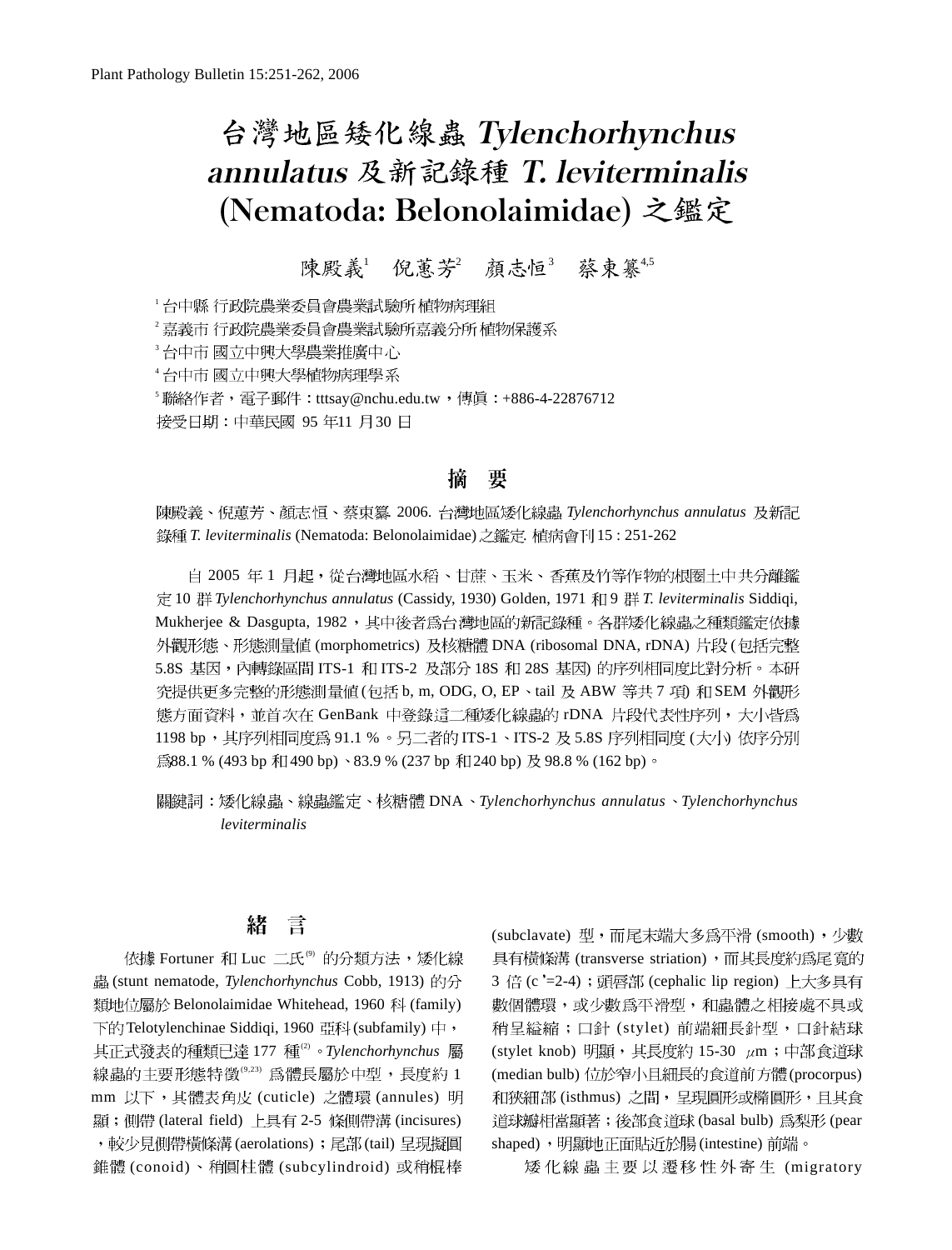# 台灣地區矮化線蟲 *Tylenchorhynchus annulatus* 及新記錄種 *T. leviterminalis* (Nematoda: Belonolaimidae) 之鑑定

陳殿義[1] 倪蕙芳[2] 顏志恒[3] 蔡東纂[4,5]

[1] 台中縣 行政院農業委員會農業試驗所 植物病理組

[2] 嘉義市 行政院農業委員會農業試驗所嘉義分所 植物保護系

[3] 台中市 國立中興大學農業推廣中心

[4] 台中市 國立中興大學植物病理學系

[5] 聯絡作者，電子郵件：tttsay@nchu.edu.tw，傳真：+886-4-22876712

接受日期：中華民國 95 年11 月30 日

## 摘 要

陳殿義、倪蕙芳、顏志恒、蔡東纂 2006. 台灣地區矮化線蟲 *Tylenchorhynchus annulatus* 及新記錄種 *T. leviterminalis* (Nematoda: Belonolaimidae) 之鑑定. 植病會刊 15 : 251-262

自 2005 年 1 月起，從台灣地區水稻、甘蔗、玉米、香蕉及竹等作物的根圈土中共分離鑑定 10 群 *Tylenchorhynchus annulatus* (Cassidy, 1930) Golden, 1971 和 9 群 *T. leviterminalis* Siddiqi, Mukherjee & Dasgupta, 1982，其中後者為台灣地區的新記錄種。各群矮化線蟲之種類鑑定依據外觀形態、形態測量值 (morphometrics) 及核糖體 DNA (ribosomal DNA, rDNA) 片段 (包括完整 5.8S 基因，內轉錄區間 ITS-1 和 ITS-2 及部分 18S 和 28S 基因) 的序列相同度比對分析。本研究提供更多完整的形態測量值 (包括 b, m, ODG, O, EP、tail 及 ABW 等共 7 項) 和 SEM 外觀形態方面資料，並首次在 GenBank 中登錄這二種矮化線蟲的 rDNA 片段代表性序列，大小皆為 1198 bp，其序列相同度為 91.1 %。另二者的 ITS-1、ITS-2 及 5.8S 序列相同度 (大小) 依序分別為88.1 % (493 bp 和 490 bp)、83.9 % (237 bp 和 240 bp) 及 98.8 % (162 bp)。

關鍵詞：矮化線蟲、線蟲鑑定、核糖體 DNA、*Tylenchorhynchus annulatus*、*Tylenchorhynchus leviterminalis*

## 緒 言

依據 Fortuner 和 Luc 二氏[9] 的分類方法，矮化線蟲 (stunt nematode, *Tylenchorhynchus* Cobb, 1913) 的分類地位屬於 Belonolaimidae Whitehead, 1960 科 (family) 下的 Telotylenchinae Siddiqi, 1960 亞科 (subfamily) 中，其正式發表的種類已達 177 種[2]。*Tylenchorhynchus* 屬線蟲的主要形態特徵[9,23] 為體長屬於中型，長度約 1 mm 以下，其體表角皮 (cuticle) 之體環 (annules) 明顯；側帶 (lateral field) 上具有 2-5 條側帶溝 (incisures)，較少見側帶橫條溝 (aerolations)；尾部 (tail) 呈現擬圓錐體 (conoid)、稍圓柱體 (subcylindroid) 或稍棍棒 (subclavate) 型，而尾末端大多為平滑 (smooth)，少數具有橫條溝 (transverse striation)，而其長度約為尾寬的 3 倍 (c'=2-4)；頭唇部 (cephalic lip region) 上大多具有數個體環，或少數為平滑型，和蟲體之相接處不具或稍呈縊縮；口針 (stylet) 前端細長針型，口針結球 (stylet knob) 明顯，其長度約 15-30 μm；中部食道球 (median bulb) 位於窄小且細長的食道前方體 (procorpus) 和狹細部 (isthmus) 之間，呈現圓形或橢圓形，且其食道球瓣相當顯著；後部食道球 (basal bulb) 為梨形 (pear shaped)，明顯地正面貼近於腸 (intestine) 前端。

矮化線蟲主要以遷移性外寄生 (migratory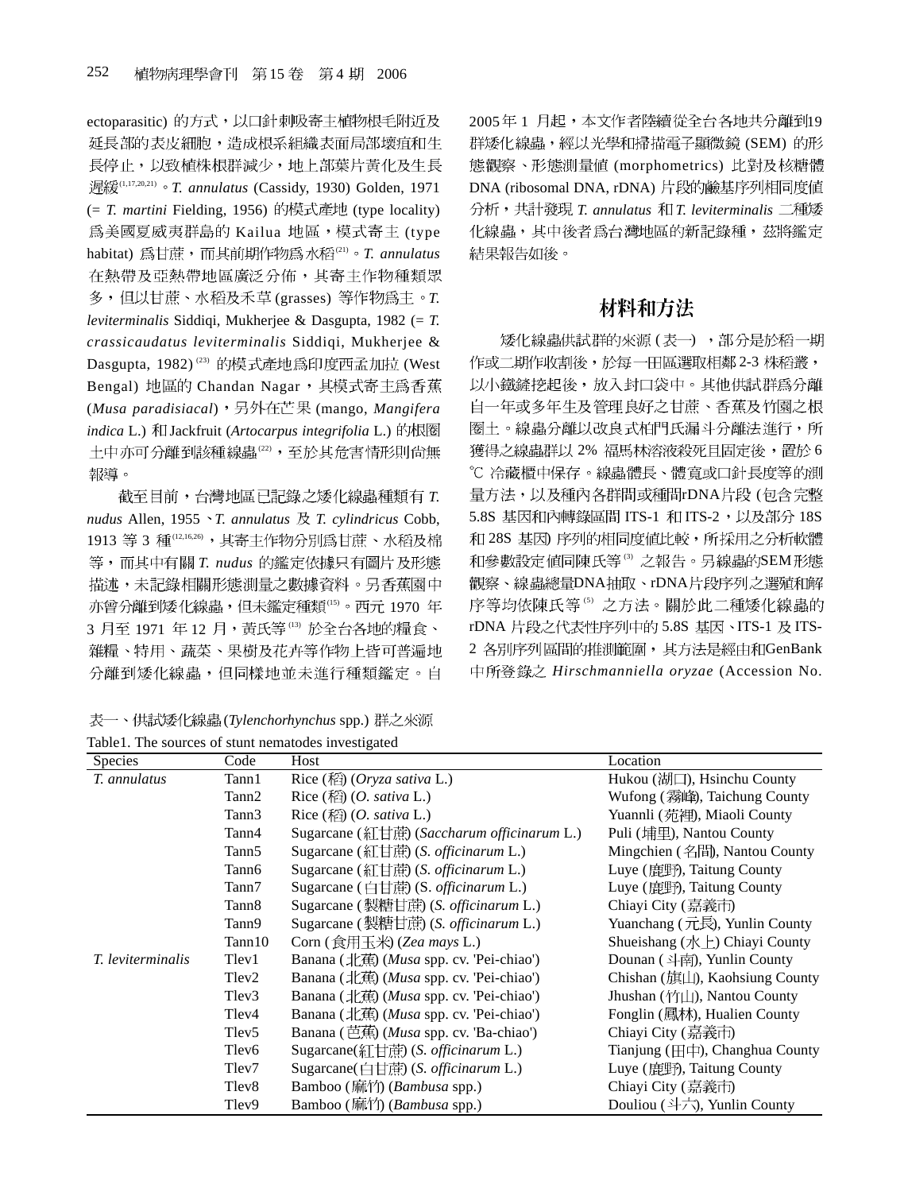ectoparasitic) 的方式，以口針刺吸寄主植物根毛附近及延長部的表皮細胞，造成根系組織表面局部壞疽和生長停止，以致植株根群減少，地上部葉片黃化及生長遲緩[1,17,20,21]。*T. annulatus* (Cassidy, 1930) Golden, 1971 (= *T. martini* Fielding, 1956) 的模式產地 (type locality) 爲美國夏威夷群島的 Kailua 地區，模式寄主 (type habitat) 爲甘蔗，而其前期作物爲水稻[21]。*T. annulatus* 在熱帶及亞熱帶地區廣泛分佈，其寄主作物種類眾多，但以甘蔗、水稻及禾草 (grasses) 等作物爲主。*T. leviterminalis* Siddiqi, Mukherjee & Dasgupta, 1982 (= *T. crassicaudatus leviterminalis* Siddiqi, Mukherjee & Dasgupta, 1982)[23] 的模式產地爲印度西孟加拉 (West Bengal) 地區的 Chandan Nagar，其模式寄主爲香蕉 (*Musa paradisiacal*)，另外在芒果 (mango, *Mangifera indica* L.) 和 Jackfruit (*Artocarpus integrifolia* L.) 的根圈土中亦可分離到該種線蟲[22]，至於其危害情形則尚無報導。

截至目前，台灣地區已記錄之矮化線蟲種類有 *T. nudus* Allen, 1955、*T. annulatus* 及 *T. cylindricus* Cobb, 1913 等 3 種[12,16,26]，其寄主作物分別爲甘蔗、水稻及棉等，而其中有關 *T. nudus* 的鑑定依據只有圖片及形態描述，未記錄相關形態測量之數據資料。另香蕉園中亦曾分離到矮化線蟲，但未鑑定種類[15]。西元 1970 年 3 月至 1971 年 12 月，黃氏等[13] 於全台各地的糧食、雜糧、特用、蔬菜、果樹及花卉等作物上皆可普遍地分離到矮化線蟲，但同樣地並未進行種類鑑定。自 2005 年 1 月起，本文作者陸續從全台各地共分離到19群矮化線蟲，經以光學和掃描電子顯微鏡 (SEM) 的形態觀察、形態測量值 (morphometrics) 比對及核糖體 DNA (ribosomal DNA, rDNA) 片段的鹼基序列相同度值分析，共計發現 *T. annulatus* 和 *T. leviterminalis* 二種矮化線蟲，其中後者爲台灣地區的新記錄種，茲將鑑定結果報告如後。

## 材料和方法

矮化線蟲供試群的來源 (表一)，部分是於稻一期作或二期作收割後，於每一田區選取相鄰 2-3 株稻叢，以小鐵鏟挖起後，放入封口袋中。其他供試群爲分離自一年或多年生及管理良好之甘蔗、香蕉及竹園之根圈土。線蟲分離以改良式柏門氏漏斗分離法進行，所獲得之線蟲群以 2% 福馬林溶液殺死且固定後，置於 6 ℃ 冷藏櫃中保存。線蟲體長、體寬或口針長度等的測量方法，以及種內各群間或種間rDNA片段 (包含完整 5.8S 基因和內轉錄區間 ITS-1 和 ITS-2，以及部分 18S 和 28S 基因) 序列的相同度值比較，所採用之分析軟體和參數設定值同陳氏等[3] 之報告。另線蟲的SEM形態觀察、線蟲總量DNA抽取、rDNA片段序列之選殖和解序等均依陳氏等[5] 之方法。關於此二種矮化線蟲的 rDNA 片段之代表性序列中的 5.8S 基因、ITS-1 及 ITS-2 各別序列區間的推測範圍，其方法是經由和GenBank 中所登錄之 *Hirschmanniella oryzae* (Accession No.

表一、供試矮化線蟲 (*Tylenchorhynchus* spp.) 群之來源

Table1. The sources of stunt nematodes investigated

| Species | Code | Host | Location |
|---|---|---|---|
| *T. annulatus* | Tann1 | Rice (稻) (*Oryza sativa* L.) | Hukou (湖口), Hsinchu County |
| | Tann2 | Rice (稻) (*O. sativa* L.) | Wufong (霧峰), Taichung County |
| | Tann3 | Rice (稻) (*O. sativa* L.) | Yuannli (苑裡), Miaoli County |
| | Tann4 | Sugarcane (紅甘蔗) (*Saccharum officinarum* L.) | Puli (埔里), Nantou County |
| | Tann5 | Sugarcane (紅甘蔗) (*S. officinarum* L.) | Mingchien (名間), Nantou County |
| | Tann6 | Sugarcane (紅甘蔗) (*S. officinarum* L.) | Luye (鹿野), Taitung County |
| | Tann7 | Sugarcane (白甘蔗) (S. *officinarum* L.) | Luye (鹿野), Taitung County |
| | Tann8 | Sugarcane (製糖甘蔗) (*S. officinarum* L.) | Chiayi City (嘉義市) |
| | Tann9 | Sugarcane (製糖甘蔗) (*S. officinarum* L.) | Yuanchang (元長), Yunlin County |
| | Tann10 | Corn (食用玉米) (*Zea mays* L.) | Shueishang (水上) Chiayi County |
| *T. leviterminalis* | Tlev1 | Banana (北蕉) (*Musa* spp. cv. 'Pei-chiao') | Dounan (斗南), Yunlin County |
| | Tlev2 | Banana (北蕉) (*Musa* spp. cv. 'Pei-chiao') | Chishan (旗山), Kaohsiung County |
| | Tlev3 | Banana (北蕉) (*Musa* spp. cv. 'Pei-chiao') | Jhushan (竹山), Nantou County |
| | Tlev4 | Banana (北蕉) (*Musa* spp. cv. 'Pei-chiao') | Fonglin (鳳林), Hualien County |
| | Tlev5 | Banana (芭蕉) (*Musa* spp. cv. 'Ba-chiao') | Chiayi City (嘉義市) |
| | Tlev6 | Sugarcane(紅甘蔗) (*S. officinarum* L.) | Tianjung (田中), Changhua County |
| | Tlev7 | Sugarcane(白甘蔗) (*S. officinarum* L.) | Luye (鹿野), Taitung County |
| | Tlev8 | Bamboo (麻竹) (*Bambusa* spp.) | Chiayi City (嘉義市) |
| | Tlev9 | Bamboo (麻竹) (*Bambusa* spp.) | Douliou (斗六), Yunlin County |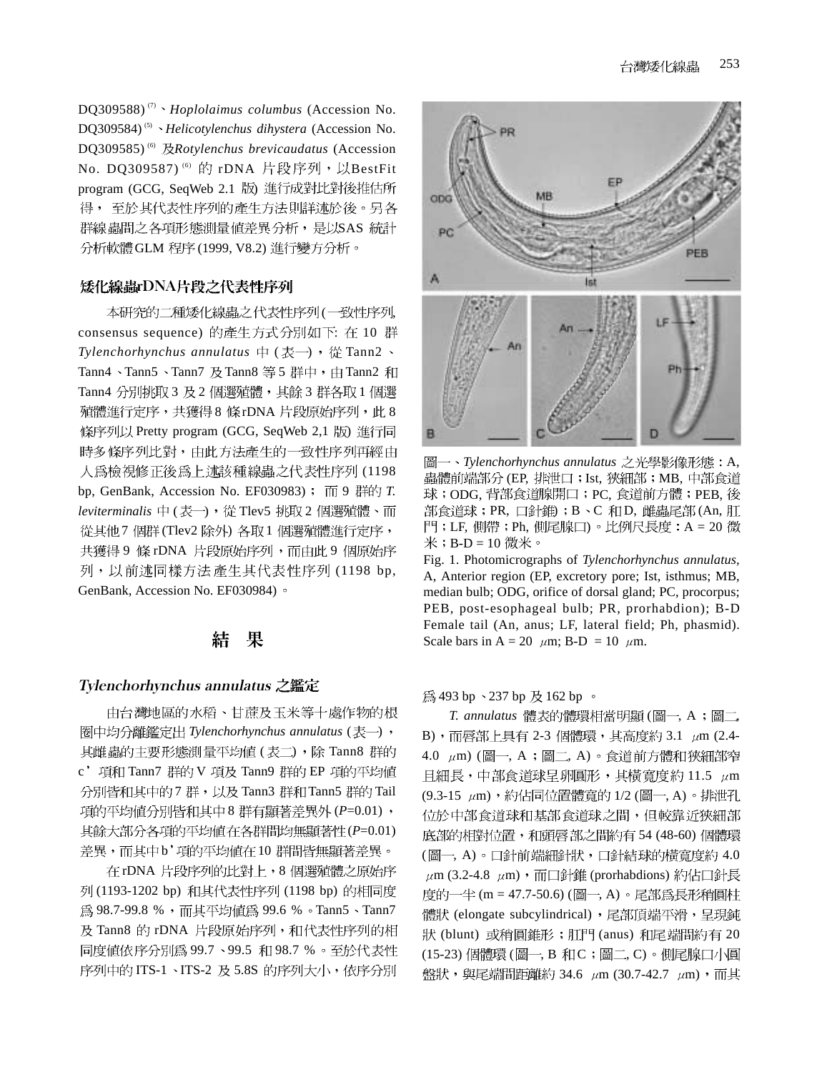DQ309588)[7]、*Hoplolaimus columbus* (Accession No. DQ309584)[5]、*Helicotylenchus dihystera* (Accession No. DQ309585)[6] 及*Rotylenchus brevicaudatus* (Accession No. DQ309587)[6] 的 rDNA 片段序列，以BestFit program (GCG, SeqWeb 2.1 版) 進行成對比對後推估所得， 至於其代表性序列的產生方法則詳述於後。另各群線蟲間之各項形態測量值差異分析，是以SAS 統計分析軟體GLM 程序(1999, V8.2) 進行變方分析。

### 矮化線蟲rDNA片段之代表性序列

本研究的二種矮化線蟲之代表性序列(一致性序列, consensus sequence) 的產生方式分別如下: 在 10 群 *Tylenchorhynchus annulatus* 中 (表一)，從 Tann2、Tann4、Tann5、Tann7 及Tann8 等5 群中，由Tann2 和Tann4 分別挑取3 及2 個選殖體，其餘3 群各取1 個選殖體進行定序，共獲得8 條rDNA 片段原始序列，此8 條序列以Pretty program (GCG, SeqWeb 2,1 版) 進行同時多條序列比對，由此方法產生的一致性序列再經由人為檢視修正後為上述該種線蟲之代表性序列 (1198 bp, GenBank, Accession No. EF030983)； 而 9 群的 *T. leviterminalis* 中(表一)，從 Tlev5 挑取2 個選殖體、而從其他7 個群(Tlev2 除外) 各取1 個選殖體進行定序，共獲得9 條rDNA 片段原始序列，而由此9 個原始序列，以前述同樣方法產生其代表性序列 (1198 bp, GenBank, Accession No. EF030984)。

## 結　果

### *Tylenchorhynchus annulatus* 之鑑定

由台灣地區的水稻、甘蔗及玉米等十處作物的根圈中均分離鑑定出 *Tylenchorhynchus annulatus* (表一)，其雌蟲的主要形態測量平均值 (表二)，除 Tann8 群的 c' 項和 Tann7 群的V 項及 Tann9 群的 EP 項的平均值分別皆和其中的7 群，以及 Tann3 群和Tann5 群的 Tail 項的平均值分別皆和其中8 群有顯著差異外 ($P$=0.01)，其餘大部分各項的平均值在各群間均無顯著性($P$=0.01) 差異，而其中b' 項的平均值在10 群間皆無顯著差異。

在rDNA 片段序列的比對上，8 個選殖體之原始序列 (1193-1202 bp) 和其代表性序列 (1198 bp) 的相同度為 98.7-99.8 %，而其平均值為 99.6 %。Tann5、Tann7 及 Tann8 的 rDNA 片段原始序列，和代表性序列的相同度值依序分別為 99.7、99.5 和 98.7 %。至於代表性序列中的 ITS-1、ITS-2 及 5.8S 的序列大小，依序分別為 493 bp、237 bp 及 162 bp 。

圖一、*Tylenchorhynchus annulatus* 之光學影像形態：A, 蟲體前端部分 (EP, 排泄口；Ist, 狹細部；MB, 中部食道球；ODG, 背部食道腺開口；PC, 食道前方體；PEB, 後部食道球；PR, 口針錐)；B、C 和D, 雌蟲尾部 (An, 肛門；LF, 側帶；Ph, 側尾腺口)。比例尺長度：A = 20 微米；B-D = 10 微米。

Fig. 1. Photomicrographs of *Tylenchorhynchus annulatus*, A, Anterior region (EP, excretory pore; Ist, isthmus; MB, median bulb; ODG, orifice of dorsal gland; PC, procorpus; PEB, post-esophageal bulb; PR, prorhabdion); B-D Female tail (An, anus; LF, lateral field; Ph, phasmid). Scale bars in A = 20 μm; B-D = 10 μm.

*T. annulatus* 體表的體環相當明顯 (圖一, A；圖二, B)，而唇部上具有 2-3 個體環，其高度約 3.1 μm (2.4-4.0 μm) (圖一, A；圖二, A)。食道前方體和狹細部窄且細長，中部食道球呈卵圓形，其橫寬度約 11.5 μm (9.3-15 μm)，約佔同位置體寬的 1/2 (圖一, A)。排泄孔位於中部食道球和基部食道球之間，但較靠近狹細部底部的相對位置，和頭唇部之間約有 54 (48-60) 個體環 (圖一, A)。口針前端細針狀，口針結球的橫寬度約 4.0 μm (3.2-4.8 μm)，而口針錐 (prorhabdions) 約佔口針長度的一半 (m = 47.7-50.6) (圖一, A)。尾部為長形稍圓柱體狀 (elongate subcylindrical)，尾部頂端平滑，呈現鈍狀 (blunt) 或稍圓錐形；肛門 (anus) 和尾端間約有 20 (15-23) 個體環 (圖一, B 和C；圖二, C)。側尾腺口小圓盤狀，與尾端間距離約 34.6 μm (30.7-42.7 μm)，而其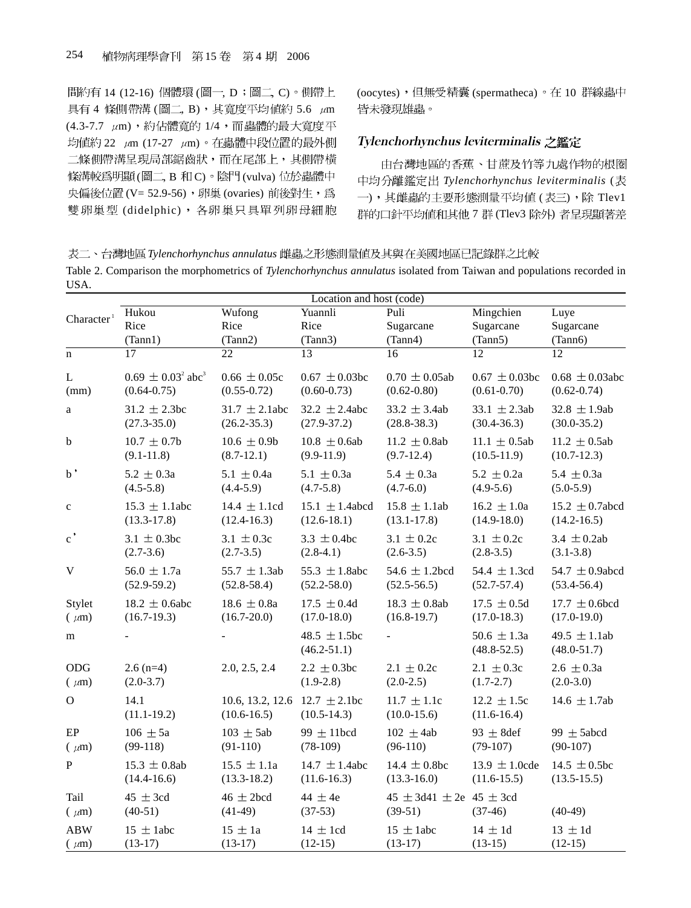間約有 14 (12-16) 個體環 (圖一, D；圖二, C)。側帶上具有 4 條側帶溝 (圖二, B)，其寬度平均值約 5.6 μm (4.3-7.7 μm)，約佔體寬的 1/4，而蟲體的最大寬度平均值約 22 μm (17-27 μm)。在蟲體中段位置的最外側二條側帶溝呈現局部鋸齒狀，而在尾部上，其側帶橫條溝較為明顯(圖二, B 和 C)。陰門 (vulva) 位於蟲體中央偏後位置 (V= 52.9-56)，卵巢 (ovaries) 前後對生，為雙卵巢型 (didelphic)，各卵巢只具單列卵母細胞 (oocytes)，但無受精囊 (spermatheca)。在 10 群線蟲中皆未發現雄蟲。

### *Tylenchorhynchus leviterminalis* 之鑑定

由台灣地區的香蕉、甘蔗及竹等九處作物的根圈中均分離鑑定出 *Tylenchorhynchus leviterminalis* (表一)，其雌蟲的主要形態測量平均值 (表三)，除 Tlev1 群的口針平均值和其他 7 群 (Tlev3 除外) 者呈現顯著差

表二、台灣地區 *Tylenchorhynchus annulatus* 雌蟲之形態測量值及其與在美國地區已記錄群之比較

Table 2. Comparison the morphometrics of *Tylenchorhynchus annulatus* isolated from Taiwan and populations recorded in USA.

| Character[1] | Location and host (code) | | | | | |
|---|---|---|---|---|---|---|
| | Hukou Rice (Tann1) | Wufong Rice (Tann2) | Yuannli Rice (Tann3) | Puli Sugarcane (Tann4) | Mingchien Sugarcane (Tann5) | Luye Sugarcane (Tann6) |
| n | 17 | 22 | 13 | 16 | 12 | 12 |
| L (mm) | 0.69 ± 0.03[2] abc[3] (0.64-0.75) | 0.66 ± 0.05c (0.55-0.72) | 0.67 ± 0.03bc (0.60-0.73) | 0.70 ± 0.05ab (0.62-0.80) | 0.67 ± 0.03bc (0.61-0.70) | 0.68 ± 0.03abc (0.62-0.74) |
| a | 31.2 ± 2.3bc (27.3-35.0) | 31.7 ± 2.1abc (26.2-35.3) | 32.2 ± 2.4abc (27.9-37.2) | 33.2 ± 3.4ab (28.8-38.3) | 33.1 ± 2.3ab (30.4-36.3) | 32.8 ± 1.9ab (30.0-35.2) |
| b | 10.7 ± 0.7b (9.1-11.8) | 10.6 ± 0.9b (8.7-12.1) | 10.8 ± 0.6ab (9.9-11.9) | 11.2 ± 0.8ab (9.7-12.4) | 11.1 ± 0.5ab (10.5-11.9) | 11.2 ± 0.5ab (10.7-12.3) |
| b' | 5.2 ± 0.3a (4.5-5.8) | 5.1 ± 0.4a (4.4-5.9) | 5.1 ± 0.3a (4.7-5.8) | 5.4 ± 0.3a (4.7-6.0) | 5.2 ± 0.2a (4.9-5.6) | 5.4 ± 0.3a (5.0-5.9) |
| c | 15.3 ± 1.1abc (13.3-17.8) | 14.4 ± 1.1cd (12.4-16.3) | 15.1 ± 1.4abcd (12.6-18.1) | 15.8 ± 1.1ab (13.1-17.8) | 16.2 ± 1.0a (14.9-18.0) | 15.2 ± 0.7abcd (14.2-16.5) |
| c' | 3.1 ± 0.3bc (2.7-3.6) | 3.1 ± 0.3c (2.7-3.5) | 3.3 ± 0.4bc (2.8-4.1) | 3.1 ± 0.2c (2.6-3.5) | 3.1 ± 0.2c (2.8-3.5) | 3.4 ± 0.2ab (3.1-3.8) |
| V | 56.0 ± 1.7a (52.9-59.2) | 55.7 ± 1.3ab (52.8-58.4) | 55.3 ± 1.8abc (52.2-58.0) | 54.6 ± 1.2bcd (52.5-56.5) | 54.4 ± 1.3cd (52.7-57.4) | 54.7 ± 0.9abcd (53.4-56.4) |
| Stylet (μm) | 18.2 ± 0.6abc (16.7-19.3) | 18.6 ± 0.8a (16.7-20.0) | 17.5 ± 0.4d (17.0-18.0) | 18.3 ± 0.8ab (16.8-19.7) | 17.5 ± 0.5d (17.0-18.3) | 17.7 ± 0.6bcd (17.0-19.0) |
| m | - | - | 48.5 ± 1.5bc (46.2-51.1) | - | 50.6 ± 1.3a (48.8-52.5) | 49.5 ± 1.1ab (48.0-51.7) |
| ODG (μm) | 2.6 (n=4) (2.0-3.7) | 2.0, 2.5, 2.4 | 2.2 ± 0.3bc (1.9-2.8) | 2.1 ± 0.2c (2.0-2.5) | 2.1 ± 0.3c (1.7-2.7) | 2.6 ± 0.3a (2.0-3.0) |
| O | 14.1 (11.1-19.2) | 10.6, 13.2, 12.6 (10.6-16.5) | 12.7 ± 2.1bc (10.5-14.3) | 11.7 ± 1.1c (10.0-15.6) | 12.2 ± 1.5c (11.6-16.4) | 14.6 ± 1.7ab |
| EP (μm) | 106 ± 5a (99-118) | 103 ± 5ab (91-110) | 99 ± 11bcd (78-109) | 102 ± 4ab (96-110) | 93 ± 8def (79-107) | 99 ± 5abcd (90-107) |
| P | 15.3 ± 0.8ab (14.4-16.6) | 15.5 ± 1.1a (13.3-18.2) | 14.7 ± 1.4abc (11.6-16.3) | 14.4 ± 0.8bc (13.3-16.0) | 13.9 ± 1.0cde (11.6-15.5) | 14.5 ± 0.5bc (13.5-15.5) |
| Tail (μm) | 45 ± 3cd (40-51) | 46 ± 2bcd (41-49) | 44 ± 4e (37-53) | 45 ± 3d41 ± 2e (39-51) | 45 ± 3cd (37-46) | (40-49) |
| ABW (μm) | 15 ± 1abc (13-17) | 15 ± 1a (13-17) | 14 ± 1cd (12-15) | 15 ± 1abc (13-17) | 14 ± 1d (13-15) | 13 ± 1d (12-15) |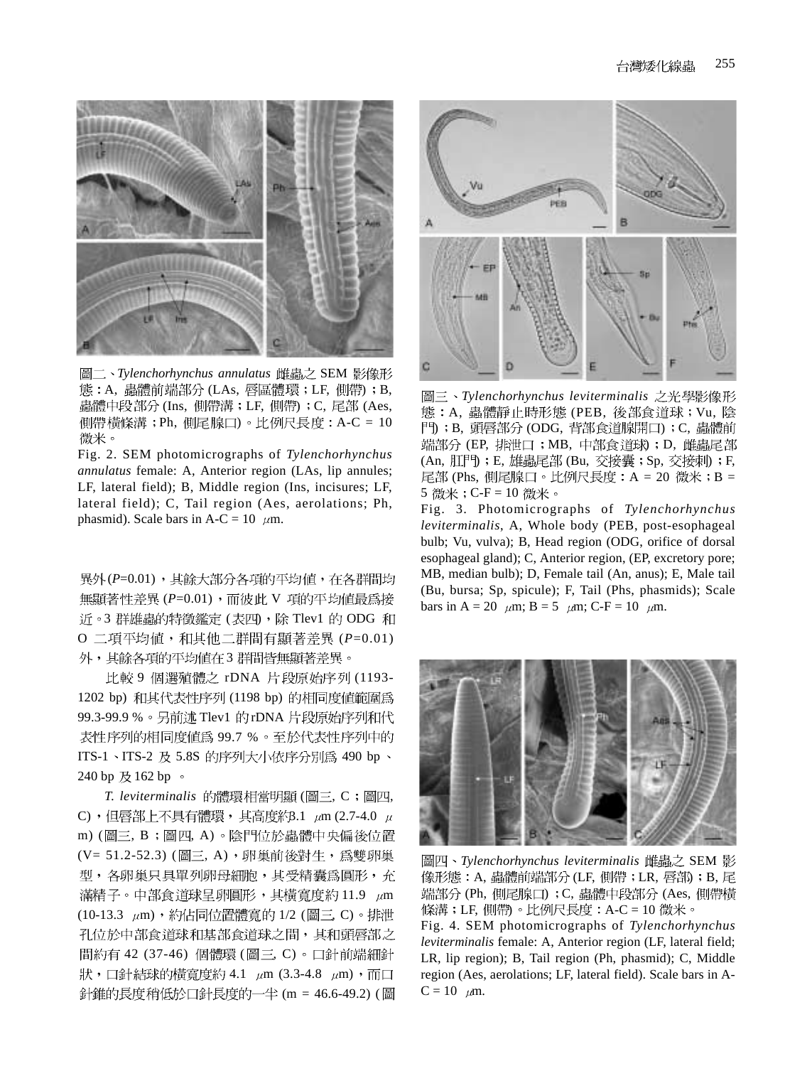圖二、*Tylenchorhynchus annulatus* 雌蟲之 SEM 影像形態：A, 蟲體前端部分 (LAs, 唇區體環；LF, 側帶)；B, 蟲體中段部分 (Ins, 側帶溝；LF, 側帶)；C, 尾部 (Aes, 側帶橫條溝；Ph, 側尾腺口)。比例尺長度：A-C = 10 微米。

Fig. 2. SEM photomicrographs of *Tylenchorhynchus annulatus* female: A, Anterior region (LAs, lip annules; LF, lateral field); B, Middle region (Ins, incisures; LF, lateral field); C, Tail region (Aes, aerolations; Ph, phasmid). Scale bars in A-C = 10 μm.

異外 (*P*=0.01)，其餘大部分各項的平均值，在各群間均無顯著性差異 (*P*=0.01)，而彼此 V 項的平均值最為接近。3 群雄蟲的特徵鑑定 (表四)，除 Tlev1 的 ODG 和 O 二項平均值，和其他二群間有顯著差異 (*P*=0.01) 外，其餘各項的平均值在 3 群間皆無顯著差異。

比較 9 個選殖體之 rDNA 片段原始序列 (1193-1202 bp) 和其代表性序列 (1198 bp) 的相同度值範圍為 99.3-99.9 %。另前述 Tlev1 的 rDNA 片段原始序列和代表性序列的相同度值為 99.7 %。至於代表性序列中的 ITS-1、ITS-2 及 5.8S 的序列大小依序分別為 490 bp、240 bp 及 162 bp 。

*T. leviterminalis* 的體環相當明顯 (圖三, C；圖四, C)，但唇部上不具有體環，其高度約3.1 μm (2.7-4.0 μm) (圖三, B；圖四, A)。陰門位於蟲體中央偏後位置 (V= 51.2-52.3) (圖三, A)，卵巢前後對生，為雙卵巢型，各卵巢只具單列卵母細胞，其受精囊為圓形，充滿精子。中部食道球呈卵圓形，其橫寬度約 11.9 μm (10-13.3 μm)，約佔同位置體寬的 1/2 (圖三, C)。排泄孔位於中部食道球和基部食道球之間，其和頭唇部之間約有 42 (37-46) 個體環 (圖三, C)。口針前端細針狀，口針結球的橫寬度約 4.1 μm (3.3-4.8 μm)，而口針錐的長度稍低於口針長度的一半 (m = 46.6-49.2) (圖

圖三、*Tylenchorhynchus leviterminalis* 之光學影像形態：A, 蟲體靜止時形態 (PEB, 後部食道球；Vu, 陰門)；B, 頭唇部分 (ODG, 背部食道腺開口)；C, 蟲體前端部分 (EP, 排泄口；MB, 中部食道球)；D, 雌蟲尾部 (An, 肛門)；E, 雄蟲尾部 (Bu, 交接囊；Sp, 交接刺)；F, 尾部 (Phs, 側尾腺口。比例尺長度：A = 20 微米；B = 5 微米；C-F = 10 微米。

Fig. 3. Photomicrographs of *Tylenchorhynchus leviterminalis*, A, Whole body (PEB, post-esophageal bulb; Vu, vulva); B, Head region (ODG, orifice of dorsal esophageal gland); C, Anterior region, (EP, excretory pore; MB, median bulb); D, Female tail (An, anus); E, Male tail (Bu, bursa; Sp, spicule); F, Tail (Phs, phasmids); Scale bars in A = 20 μm; B = 5 μm; C-F = 10 μm.

圖四、*Tylenchorhynchus leviterminalis* 雌蟲之 SEM 影像形態：A, 蟲體前端部分 (LF, 側帶；LR, 唇部)；B, 尾端部分 (Ph, 側尾腺口)；C, 蟲體中段部分 (Aes, 側帶橫條溝；LF, 側帶)。比例尺長度：A-C = 10 微米。

Fig. 4. SEM photomicrographs of *Tylenchorhynchus leviterminalis* female: A, Anterior region (LF, lateral field; LR, lip region); B, Tail region (Ph, phasmid); C, Middle region (Aes, aerolations; LF, lateral field). Scale bars in A-C = 10 μm.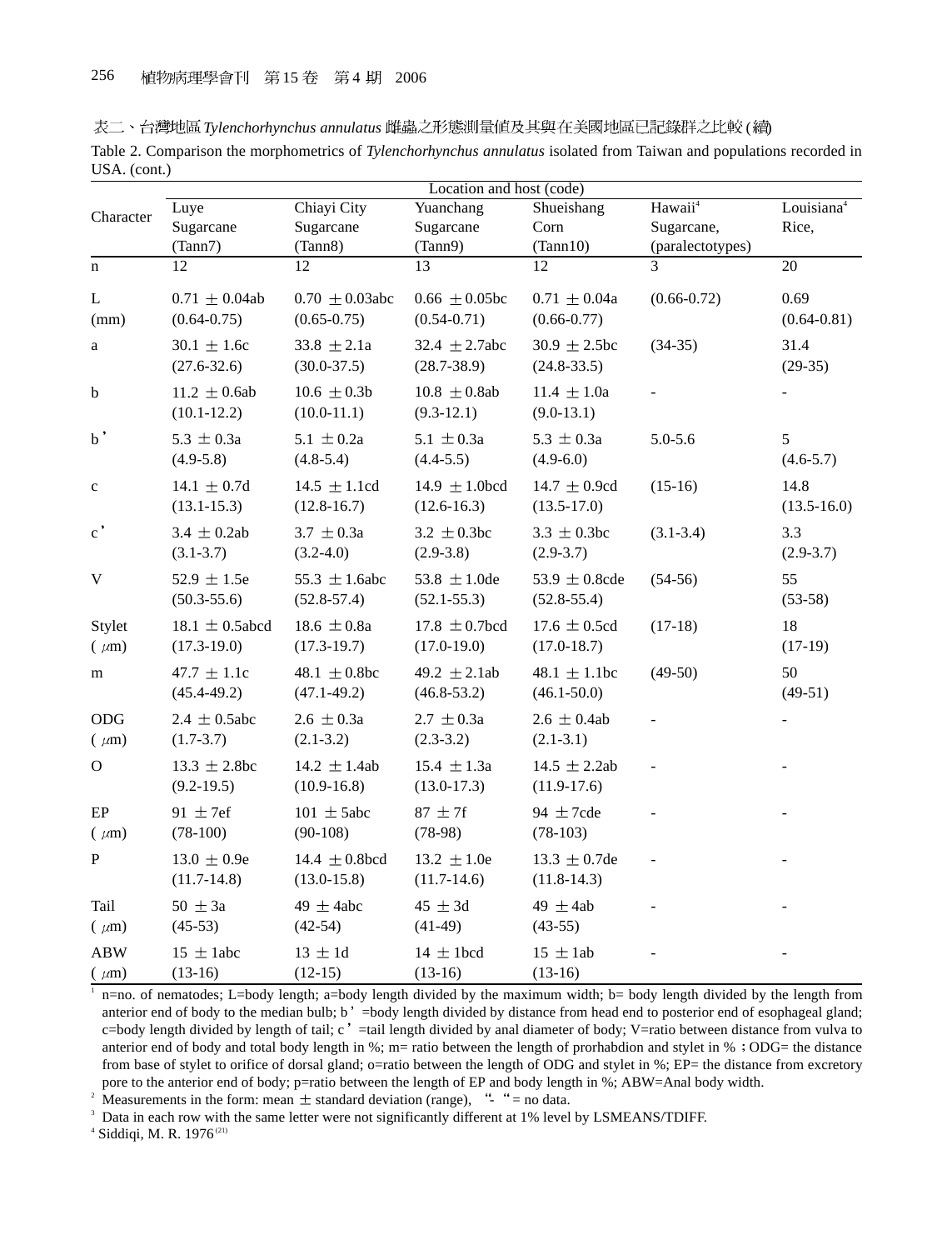表二、台灣地區 *Tylenchorhynchus annulatus* 雌蟲之形態測量值及其與在美國地區已記錄群之比較 (續)

Table 2. Comparison the morphometrics of *Tylenchorhynchus annulatus* isolated from Taiwan and populations recorded in USA. (cont.)

| Character | Location and host (code) | | | | | |
|---|---|---|---|---|---|---|
| | Luye Sugarcane (Tann7) | Chiayi City Sugarcane (Tann8) | Yuanchang Sugarcane (Tann9) | Shueishang Corn (Tann10) | Hawaii[4] Sugarcane, (paralectotypes) | Louisiana[4] Rice, |
| n | 12 | 12 | 13 | 12 | 3 | 20 |
| L (mm) | 0.71 ± 0.04ab (0.64-0.75) | 0.70 ± 0.03abc (0.65-0.75) | 0.66 ± 0.05bc (0.54-0.71) | 0.71 ± 0.04a (0.66-0.77) | (0.66-0.72) | 0.69 (0.64-0.81) |
| a | 30.1 ± 1.6c (27.6-32.6) | 33.8 ± 2.1a (30.0-37.5) | 32.4 ± 2.7abc (28.7-38.9) | 30.9 ± 2.5bc (24.8-33.5) | (34-35) | 31.4 (29-35) |
| b | 11.2 ± 0.6ab (10.1-12.2) | 10.6 ± 0.3b (10.0-11.1) | 10.8 ± 0.8ab (9.3-12.1) | 11.4 ± 1.0a (9.0-13.1) | - | - |
| b' | 5.3 ± 0.3a (4.9-5.8) | 5.1 ± 0.2a (4.8-5.4) | 5.1 ± 0.3a (4.4-5.5) | 5.3 ± 0.3a (4.9-6.0) | 5.0-5.6 | 5 (4.6-5.7) |
| c | 14.1 ± 0.7d (13.1-15.3) | 14.5 ± 1.1cd (12.8-16.7) | 14.9 ± 1.0bcd (12.6-16.3) | 14.7 ± 0.9cd (13.5-17.0) | (15-16) | 14.8 (13.5-16.0) |
| c' | 3.4 ± 0.2ab (3.1-3.7) | 3.7 ± 0.3a (3.2-4.0) | 3.2 ± 0.3bc (2.9-3.8) | 3.3 ± 0.3bc (2.9-3.7) | (3.1-3.4) | 3.3 (2.9-3.7) |
| V | 52.9 ± 1.5e (50.3-55.6) | 55.3 ± 1.6abc (52.8-57.4) | 53.8 ± 1.0de (52.1-55.3) | 53.9 ± 0.8cde (52.8-55.4) | (54-56) | 55 (53-58) |
| Stylet (μm) | 18.1 ± 0.5abcd (17.3-19.0) | 18.6 ± 0.8a (17.3-19.7) | 17.8 ± 0.7bcd (17.0-19.0) | 17.6 ± 0.5cd (17.0-18.7) | (17-18) | 18 (17-19) |
| m | 47.7 ± 1.1c (45.4-49.2) | 48.1 ± 0.8bc (47.1-49.2) | 49.2 ± 2.1ab (46.8-53.2) | 48.1 ± 1.1bc (46.1-50.0) | (49-50) | 50 (49-51) |
| ODG (μm) | 2.4 ± 0.5abc (1.7-3.7) | 2.6 ± 0.3a (2.1-3.2) | 2.7 ± 0.3a (2.3-3.2) | 2.6 ± 0.4ab (2.1-3.1) | - | - |
| O | 13.3 ± 2.8bc (9.2-19.5) | 14.2 ± 1.4ab (10.9-16.8) | 15.4 ± 1.3a (13.0-17.3) | 14.5 ± 2.2ab (11.9-17.6) | - | - |
| EP (μm) | 91 ± 7ef (78-100) | 101 ± 5abc (90-108) | 87 ± 7f (78-98) | 94 ± 7cde (78-103) | - | - |
| P | 13.0 ± 0.9e (11.7-14.8) | 14.4 ± 0.8bcd (13.0-15.8) | 13.2 ± 1.0e (11.7-14.6) | 13.3 ± 0.7de (11.8-14.3) | - | - |
| Tail (μm) | 50 ± 3a (45-53) | 49 ± 4abc (42-54) | 45 ± 3d (41-49) | 49 ± 4ab (43-55) | - | - |
| ABW (μm) | 15 ± 1abc (13-16) | 13 ± 1d (12-15) | 14 ± 1bcd (13-16) | 15 ± 1ab (13-16) | - | - |

[1] n=no. of nematodes; L=body length; a=body length divided by the maximum width; b= body length divided by the length from anterior end of body to the median bulb; b' =body length divided by distance from head end to posterior end of esophageal gland; c=body length divided by length of tail; c' =tail length divided by anal diameter of body; V=ratio between distance from vulva to anterior end of body and total body length in %; m= ratio between the length of prorhabdion and stylet in %；ODG= the distance from base of stylet to orifice of dorsal gland; o=ratio between the length of ODG and stylet in %; EP= the distance from excretory pore to the anterior end of body; p=ratio between the length of EP and body length in %; ABW=Anal body width.

[2] Measurements in the form: mean ± standard deviation (range), "-" = no data.

[3] Data in each row with the same letter were not significantly different at 1% level by LSMEANS/TDIFF.

[4] Siddiqi, M. R. 1976[21]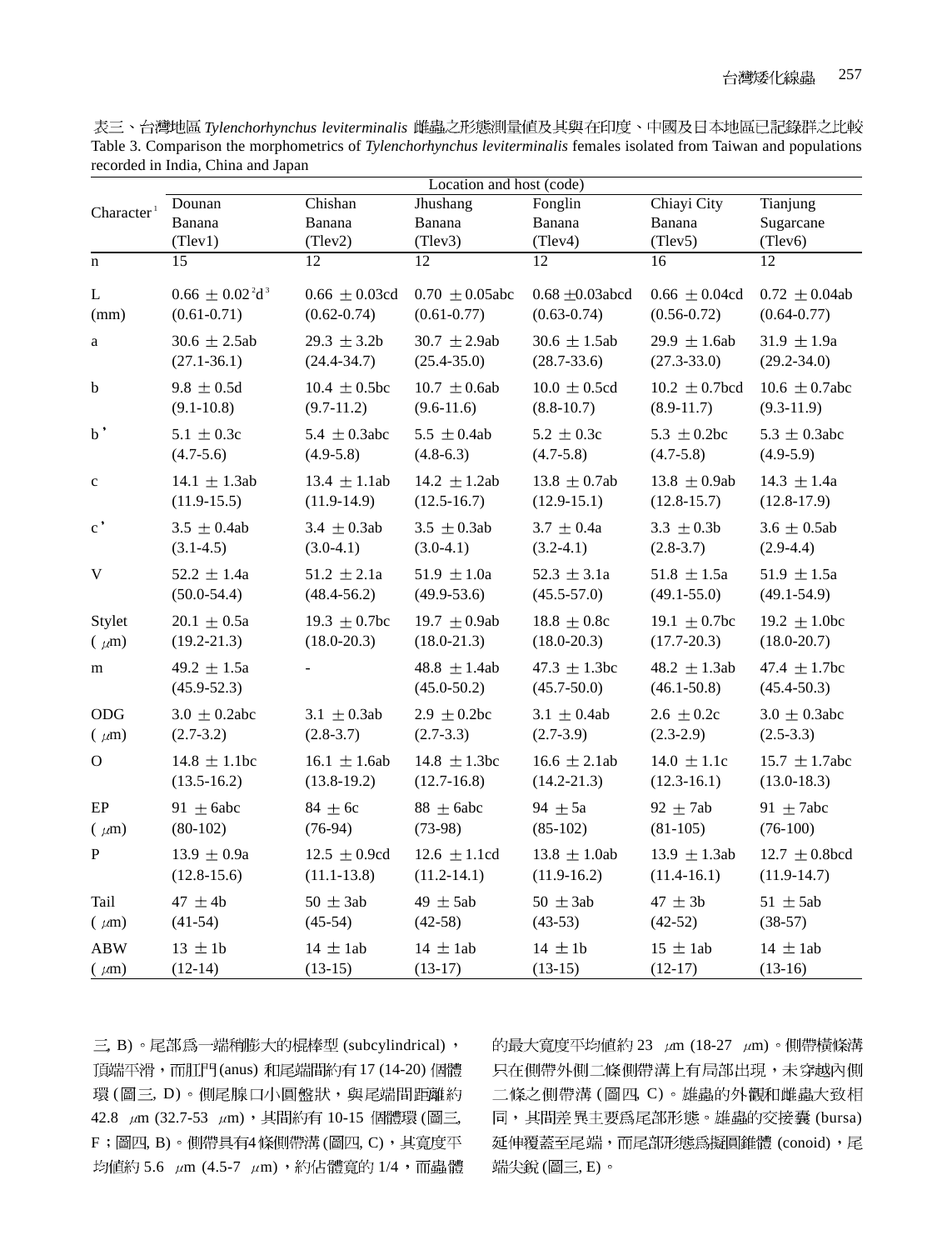表三、台灣地區 *Tylenchorhynchus leviterminalis* 雌蟲之形態測量值及其與在印度、中國及日本地區已記錄群之比較
Table 3. Comparison the morphometrics of *Tylenchorhynchus leviterminalis* females isolated from Taiwan and populations recorded in India, China and Japan

| Character[1] | Location and host (code) | | | | | |
|---|---|---|---|---|---|---|
| | Dounan Banana (Tlev1) | Chishan Banana (Tlev2) | Jhushang Banana (Tlev3) | Fonglin Banana (Tlev4) | Chiayi City Banana (Tlev5) | Tianjung Sugarcane (Tlev6) |
| n | 15 | 12 | 12 | 12 | 16 | 12 |
| L (mm) | 0.66 ± 0.02[2]d[3] (0.61-0.71) | 0.66 ± 0.03cd (0.62-0.74) | 0.70 ± 0.05abc (0.61-0.77) | 0.68 ±0.03abcd (0.63-0.74) | 0.66 ± 0.04cd (0.56-0.72) | 0.72 ± 0.04ab (0.64-0.77) |
| a | 30.6 ± 2.5ab (27.1-36.1) | 29.3 ± 3.2b (24.4-34.7) | 30.7 ± 2.9ab (25.4-35.0) | 30.6 ± 1.5ab (28.7-33.6) | 29.9 ± 1.6ab (27.3-33.0) | 31.9 ± 1.9a (29.2-34.0) |
| b | 9.8 ± 0.5d (9.1-10.8) | 10.4 ± 0.5bc (9.7-11.2) | 10.7 ± 0.6ab (9.6-11.6) | 10.0 ± 0.5cd (8.8-10.7) | 10.2 ± 0.7bcd (8.9-11.7) | 10.6 ± 0.7abc (9.3-11.9) |
| b' | 5.1 ± 0.3c (4.7-5.6) | 5.4 ± 0.3abc (4.9-5.8) | 5.5 ± 0.4ab (4.8-6.3) | 5.2 ± 0.3c (4.7-5.8) | 5.3 ± 0.2bc (4.7-5.8) | 5.3 ± 0.3abc (4.9-5.9) |
| c | 14.1 ± 1.3ab (11.9-15.5) | 13.4 ± 1.1ab (11.9-14.9) | 14.2 ± 1.2ab (12.5-16.7) | 13.8 ± 0.7ab (12.9-15.1) | 13.8 ± 0.9ab (12.8-15.7) | 14.3 ± 1.4a (12.8-17.9) |
| c' | 3.5 ± 0.4ab (3.1-4.5) | 3.4 ± 0.3ab (3.0-4.1) | 3.5 ± 0.3ab (3.0-4.1) | 3.7 ± 0.4a (3.2-4.1) | 3.3 ± 0.3b (2.8-3.7) | 3.6 ± 0.5ab (2.9-4.4) |
| V | 52.2 ± 1.4a (50.0-54.4) | 51.2 ± 2.1a (48.4-56.2) | 51.9 ± 1.0a (49.9-53.6) | 52.3 ± 3.1a (45.5-57.0) | 51.8 ± 1.5a (49.1-55.0) | 51.9 ± 1.5a (49.1-54.9) |
| Stylet (μm) | 20.1 ± 0.5a (19.2-21.3) | 19.3 ± 0.7bc (18.0-20.3) | 19.7 ± 0.9ab (18.0-21.3) | 18.8 ± 0.8c (18.0-20.3) | 19.1 ± 0.7bc (17.7-20.3) | 19.2 ± 1.0bc (18.0-20.7) |
| m | 49.2 ± 1.5a (45.9-52.3) | - | 48.8 ± 1.4ab (45.0-50.2) | 47.3 ± 1.3bc (45.7-50.0) | 48.2 ± 1.3ab (46.1-50.8) | 47.4 ± 1.7bc (45.4-50.3) |
| ODG (μm) | 3.0 ± 0.2abc (2.7-3.2) | 3.1 ± 0.3ab (2.8-3.7) | 2.9 ± 0.2bc (2.7-3.3) | 3.1 ± 0.4ab (2.7-3.9) | 2.6 ± 0.2c (2.3-2.9) | 3.0 ± 0.3abc (2.5-3.3) |
| O | 14.8 ± 1.1bc (13.5-16.2) | 16.1 ± 1.6ab (13.8-19.2) | 14.8 ± 1.3bc (12.7-16.8) | 16.6 ± 2.1ab (14.2-21.3) | 14.0 ± 1.1c (12.3-16.1) | 15.7 ± 1.7abc (13.0-18.3) |
| EP (μm) | 91 ± 6abc (80-102) | 84 ± 6c (76-94) | 88 ± 6abc (73-98) | 94 ± 5a (85-102) | 92 ± 7ab (81-105) | 91 ± 7abc (76-100) |
| P | 13.9 ± 0.9a (12.8-15.6) | 12.5 ± 0.9cd (11.1-13.8) | 12.6 ± 1.1cd (11.2-14.1) | 13.8 ± 1.0ab (11.9-16.2) | 13.9 ± 1.3ab (11.4-16.1) | 12.7 ± 0.8bcd (11.9-14.7) |
| Tail (μm) | 47 ± 4b (41-54) | 50 ± 3ab (45-54) | 49 ± 5ab (42-58) | 50 ± 3ab (43-53) | 47 ± 3b (42-52) | 51 ± 5ab (38-57) |
| ABW (μm) | 13 ± 1b (12-14) | 14 ± 1ab (13-15) | 14 ± 1ab (13-17) | 14 ± 1b (13-15) | 15 ± 1ab (12-17) | 14 ± 1ab (13-16) |

三, B)。尾部為一端稍膨大的棍棒型 (subcylindrical)，頂端平滑，而肛門(anus) 和尾端間約有 17 (14-20) 個體環 (圖三, D)。側尾腺口小圓盤狀，與尾端間距離約 42.8 μm (32.7-53 μm)，其間約有 10-15 個體環 (圖三, F；圖四, B)。側帶具有4條側帶溝 (圖四, C)，其寬度平均值約 5.6 μm (4.5-7 μm)，約佔體寬的 1/4，而蟲體的最大寬度平均值約 23 μm (18-27 μm)。側帶橫條溝只在側帶外側二條側帶溝上有局部出現，未穿越內側二條之側帶溝 (圖四, C)。雄蟲的外觀和雌蟲大致相同，其間差異主要為尾部形態。雄蟲的交接囊 (bursa) 延伸覆蓋至尾端，而尾部形態為擬圓錐體 (conoid)，尾端尖銳 (圖三, E)。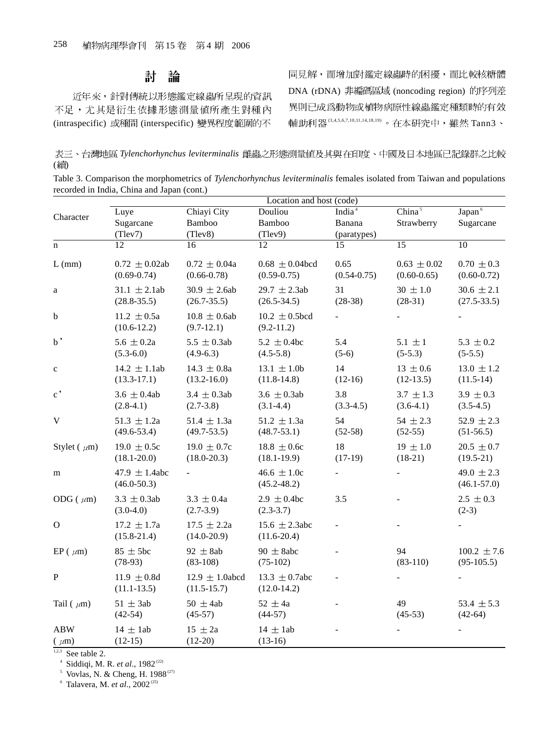## 討論

近年來，針對傳統以形態鑑定線蟲所呈現的資訊不足，尤其是衍生依據形態測量值所產生對種內 (intraspecific) 或種間 (interspecific) 變異程度範圍的不同見解，而增加對鑑定線蟲時的困擾，而比較核糖體 DNA (rDNA) 非編碼區域 (noncoding region) 的序列差異則已成為動物或植物病原性線蟲鑑定種類時的有效輔助利器[3,4,5,6,7,10,11,14,18,19]。在本研究中，雖然 Tann3、

表三、台灣地區 *Tylenchorhynchus leviterminalis* 雌蟲之形態測量值及其與在印度、中國及日本地區已記錄群之比較 (續)

Table 3. Comparison the morphometrics of *Tylenchorhynchus leviterminalis* females isolated from Taiwan and populations recorded in India, China and Japan (cont.)

| Character | Location and host (code) | | | | | |
|---|---|---|---|---|---|---|
| | Luye Sugarcane (Tlev7) | Chiayi City Bamboo (Tlev8) | Douliou Bamboo (Tlev9) | India[4] Banana (paratypes) | China[5] Strawberry | Japan[6] Sugarcane |
| n | 12 | 16 | 12 | 15 | 15 | 10 |
| L (mm) | 0.72 ± 0.02ab (0.69-0.74) | 0.72 ± 0.04a (0.66-0.78) | 0.68 ± 0.04bcd (0.59-0.75) | 0.65 (0.54-0.75) | 0.63 ± 0.02 (0.60-0.65) | 0.70 ± 0.3 (0.60-0.72) |
| a | 31.1 ± 2.1ab (28.8-35.5) | 30.9 ± 2.6ab (26.7-35.5) | 29.7 ± 2.3ab (26.5-34.5) | 31 (28-38) | 30 ± 1.0 (28-31) | 30.6 ± 2.1 (27.5-33.5) |
| b | 11.2 ± 0.5a (10.6-12.2) | 10.8 ± 0.6ab (9.7-12.1) | 10.2 ± 0.5bcd (9.2-11.2) | - | - | - |
| b' | 5.6 ± 0.2a (5.3-6.0) | 5.5 ± 0.3ab (4.9-6.3) | 5.2 ± 0.4bc (4.5-5.8) | 5.4 (5-6) | 5.1 ± 1 (5-5.3) | 5.3 ± 0.2 (5-5.5) |
| c | 14.2 ± 1.1ab (13.3-17.1) | 14.3 ± 0.8a (13.2-16.0) | 13.1 ± 1.0b (11.8-14.8) | 14 (12-16) | 13 ± 0.6 (12-13.5) | 13.0 ± 1.2 (11.5-14) |
| c' | 3.6 ± 0.4ab (2.8-4.1) | 3.4 ± 0.3ab (2.7-3.8) | 3.6 ± 0.3ab (3.1-4.4) | 3.8 (3.3-4.5) | 3.7 ± 1.3 (3.6-4.1) | 3.9 ± 0.3 (3.5-4.5) |
| V | 51.3 ± 1.2a (49.6-53.4) | 51.4 ± 1.3a (49.7-53.5) | 51.2 ± 1.3a (48.7-53.1) | 54 (52-58) | 54 ± 2.3 (52-55) | 52.9 ± 2.3 (51-56.5) |
| Stylet (μm) | 19.0 ± 0.5c (18.1-20.0) | 19.0 ± 0.7c (18.0-20.3) | 18.8 ± 0.6c (18.1-19.9) | 18 (17-19) | 19 ± 1.0 (18-21) | 20.5 ± 0.7 (19.5-21) |
| m | 47.9 ± 1.4abc (46.0-50.3) | - | 46.6 ± 1.0c (45.2-48.2) | - | - | 49.0 ± 2.3 (46.1-57.0) |
| ODG (μm) | 3.3 ± 0.3ab (3.0-4.0) | 3.3 ± 0.4a (2.7-3.9) | 2.9 ± 0.4bc (2.3-3.7) | 3.5 | - | 2.5 ± 0.3 (2-3) |
| O | 17.2 ± 1.7a (15.8-21.4) | 17.5 ± 2.2a (14.0-20.9) | 15.6 ± 2.3abc (11.6-20.4) | - | - | - |
| EP (μm) | 85 ± 5bc (78-93) | 92 ± 8ab (83-108) | 90 ± 8abc (75-102) | - | 94 (83-110) | 100.2 ± 7.6 (95-105.5) |
| P | 11.9 ± 0.8d (11.1-13.5) | 12.9 ± 1.0abcd (11.5-15.7) | 13.3 ± 0.7abc (12.0-14.2) | - | - | - |
| Tail (μm) | 51 ± 3ab (42-54) | 50 ± 4ab (45-57) | 52 ± 4a (44-57) | - | 49 (45-53) | 53.4 ± 5.3 (42-64) |
| ABW (μm) | 14 ± 1ab (12-15) | 15 ± 2a (12-20) | 14 ± 1ab (13-16) | - | - | - |

[1,2,3] See table 2.

[4] Siddiqi, M. R. *et al*., 1982[22]

[5] Vovlas, N. & Cheng, H. 1988[27]

[6] Talavera, M. *et al*., 2002[25]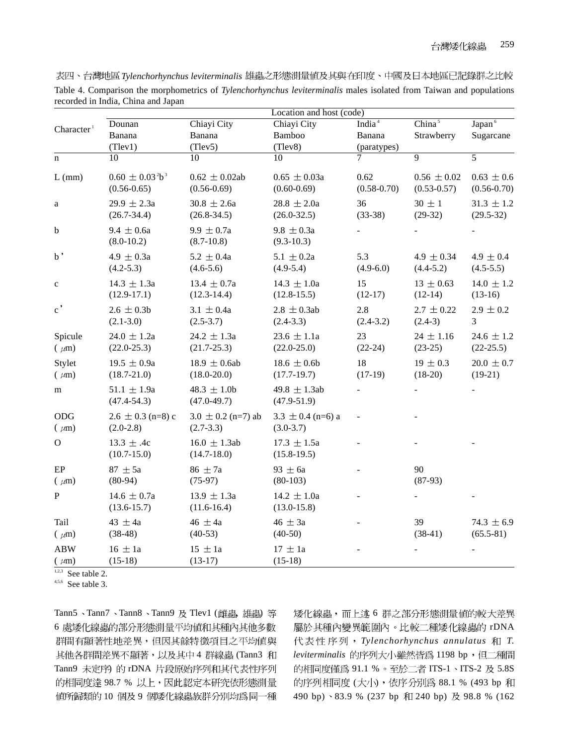表四、台灣地區 *Tylenchorhynchus leviterminalis* 雄蟲之形態測量值及其與在印度、中國及日本地區已記錄群之比較

Table 4. Comparison the morphometrics of *Tylenchorhynchus leviterminalis* males isolated from Taiwan and populations recorded in India, China and Japan

| Character[1] | Location and host (code) | | | | | |
|---|---|---|---|---|---|---|
| | Dounan Banana (Tlev1) | Chiayi City Banana (Tlev5) | Chiayi City Bamboo (Tlev8) | India[4] Banana (paratypes) | China[5] Strawberry | Japan[6] Sugarcane |
| n | 10 | 10 | 10 | 7 | 9 | 5 |
| L (mm) | 0.60 ± 0.03[2]b[3] (0.56-0.65) | 0.62 ± 0.02ab (0.56-0.69) | 0.65 ± 0.03a (0.60-0.69) | 0.62 (0.58-0.70) | 0.56 ± 0.02 (0.53-0.57) | 0.63 ± 0.6 (0.56-0.70) |
| a | 29.9 ± 2.3a (26.7-34.4) | 30.8 ± 2.6a (26.8-34.5) | 28.8 ± 2.0a (26.0-32.5) | 36 (33-38) | 30 ± 1 (29-32) | 31.3 ± 1.2 (29.5-32) |
| b | 9.4 ± 0.6a (8.0-10.2) | 9.9 ± 0.7a (8.7-10.8) | 9.8 ± 0.3a (9.3-10.3) | - | - | - |
| b' | 4.9 ± 0.3a (4.2-5.3) | 5.2 ± 0.4a (4.6-5.6) | 5.1 ± 0.2a (4.9-5.4) | 5.3 (4.9-6.0) | 4.9 ± 0.34 (4.4-5.2) | 4.9 ± 0.4 (4.5-5.5) |
| c | 14.3 ± 1.3a (12.9-17.1) | 13.4 ± 0.7a (12.3-14.4) | 14.3 ± 1.0a (12.8-15.5) | 15 (12-17) | 13 ± 0.63 (12-14) | 14.0 ± 1.2 (13-16) |
| c' | 2.6 ± 0.3b (2.1-3.0) | 3.1 ± 0.4a (2.5-3.7) | 2.8 ± 0.3ab (2.4-3.3) | 2.8 (2.4-3.2) | 2.7 ± 0.22 (2.4-3) | 2.9 ± 0.2 3 |
| Spicule (μm) | 24.0 ± 1.2a (22.0-25.3) | 24.2 ± 1.3a (21.7-25.3) | 23.6 ± 1.1a (22.0-25.0) | 23 (22-24) | 24 ± 1.16 (23-25) | 24.6 ± 1.2 (22-25.5) |
| Stylet (μm) | 19.5 ± 0.9a (18.7-21.0) | 18.9 ± 0.6ab (18.0-20.0) | 18.6 ± 0.6b (17.7-19.7) | 18 (17-19) | 19 ± 0.3 (18-20) | 20.0 ± 0.7 (19-21) |
| m | 51.1 ± 1.9a (47.4-54.3) | 48.3 ± 1.0b (47.0-49.7) | 49.8 ± 1.3ab (47.9-51.9) | - | - | - |
| ODG (μm) | 2.6 ± 0.3 (n=8) c (2.0-2.8) | 3.0 ± 0.2 (n=7) ab (2.7-3.3) | 3.3 ± 0.4 (n=6) a (3.0-3.7) | - | - | |
| O | 13.3 ± .4c (10.7-15.0) | 16.0 ± 1.3ab (14.7-18.0) | 17.3 ± 1.5a (15.8-19.5) | - | - | - |
| EP (μm) | 87 ± 5a (80-94) | 86 ± 7a (75-97) | 93 ± 6a (80-103) | - | 90 (87-93) | |
| P | 14.6 ± 0.7a (13.6-15.7) | 13.9 ± 1.3a (11.6-16.4) | 14.2 ± 1.0a (13.0-15.8) | - | - | - |
| Tail (μm) | 43 ± 4a (38-48) | 46 ± 4a (40-53) | 46 ± 3a (40-50) | - | 39 (38-41) | 74.3 ± 6.9 (65.5-81) |
| ABW (μm) | 16 ± 1a (15-18) | 15 ± 1a (13-17) | 17 ± 1a (15-18) | - | - | - |

[1,2,3] See table 2.
[4,5,6] See table 3.

Tann5、Tann7、Tann8、Tann9 及 Tlev1 (雌蟲, 雄蟲) 等 6 處矮化線蟲的部分形態測量平均值和其種內其他多數群間有顯著性地差異，但因其餘特徵項目之平均值與其他各群間差異不顯著，以及其中 4 群線蟲 (Tann3 和 Tann9 未定序) 的 rDNA 片段原始序列和其代表性序列的相同度達 98.7 % 以上，因此認定本研究依形態測量值所歸類的 10 個及 9 個矮化線蟲族群分別均為同一種矮化線蟲，而上述 6 群之部分形態測量值的較大差異屬於其種內變異範圍內。比較二種矮化線蟲的 rDNA 代表性序列，*Tylenchorhynchus annulatus* 和 *T. leviterminalis* 的序列大小雖然皆為 1198 bp，但二種間的相同度僅為 91.1 %。至於二者 ITS-1、ITS-2 及 5.8S 的序列相同度 (大小)，依序分別為 88.1 % (493 bp 和 490 bp)、83.9 % (237 bp 和 240 bp) 及 98.8 % (162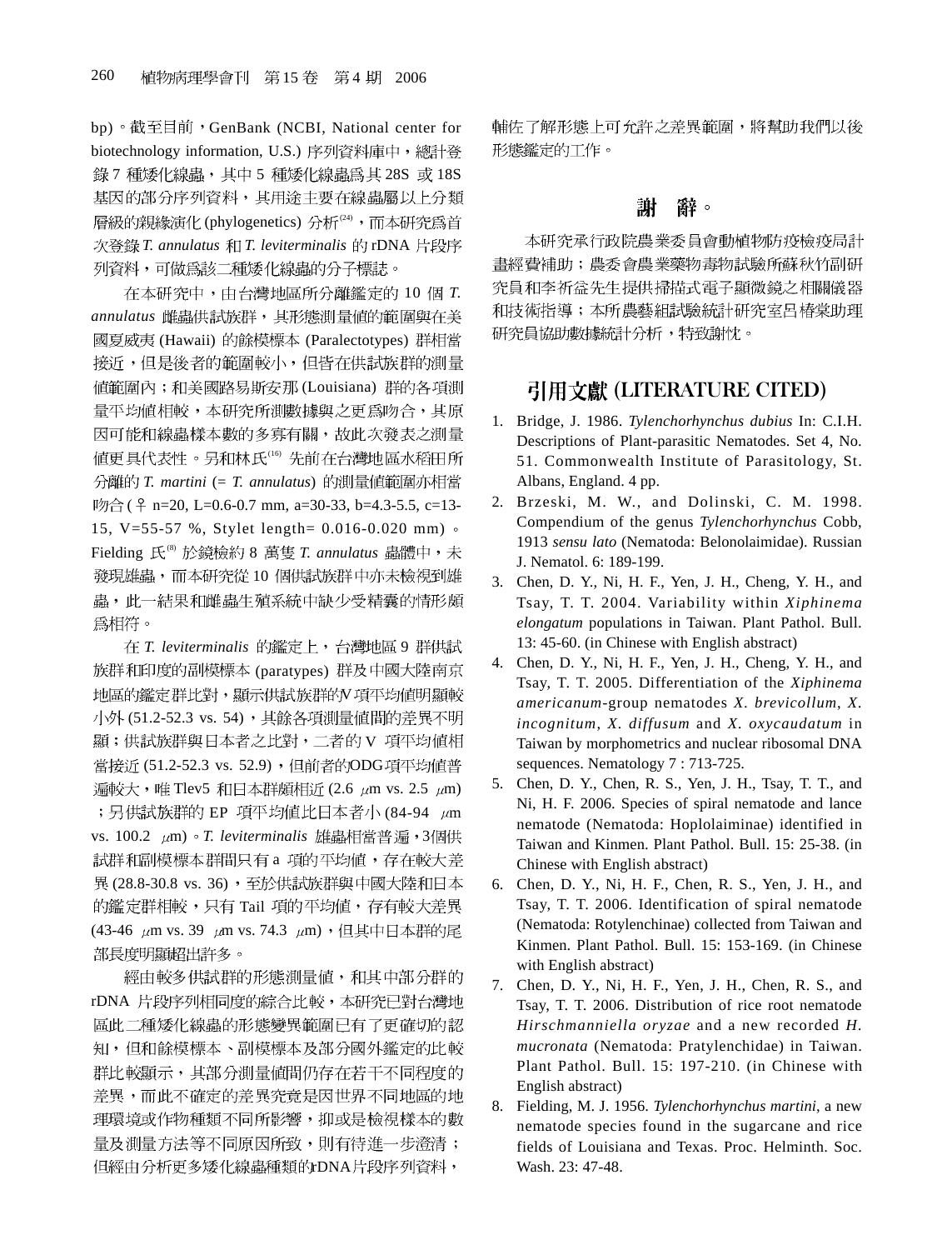bp)。截至目前，GenBank (NCBI, National center for biotechnology information, U.S.) 序列資料庫中，總計登錄 7 種矮化線蟲，其中 5 種矮化線蟲爲共 28S 或 18S 基因的部分序列資料，其用途主要在線蟲屬以上分類層級的親緣演化 (phylogenetics) 分析[24]，而本研究爲首次登錄 *T. annulatus* 和 *T. leviterminalis* 的 rDNA 片段序列資料，可做爲該二種矮化線蟲的分子標誌。

在本研究中，由台灣地區所分離鑑定的 10 個 *T. annulatus* 雌蟲供試族群，其形態測量值的範圍與在美國夏威夷 (Hawaii) 的餘模標本 (Paralectotypes) 群相當接近，但是後者的範圍較小，但皆在供試族群的測量值範圍內；和美國路易斯安那 (Louisiana) 群的各項測量平均值相較，本研究所測數據與之更爲吻合，其原因可能和線蟲樣本數的多寡有關，故此次發表之測量值更具代表性。另和林氏[16] 先前在台灣地區水稻田所分離的 *T. martini* (= *T. annulatus*) 的測量值範圍亦相當吻合 (♀ n=20, L=0.6-0.7 mm, a=30-33, b=4.3-5.5, c=13-15, V=55-57 %, Stylet length= 0.016-0.020 mm)。Fielding 氏[8] 於鏡檢約 8 萬隻 *T. annulatus* 蟲體中，未發現雄蟲，而本研究從 10 個供試族群中亦未檢視到雄蟲，此一結果和雌蟲生殖系統中缺少受精囊的情形頗爲相符。

在 *T. leviterminalis* 的鑑定上，台灣地區 9 群供試族群和印度的副模標本 (paratypes) 群及中國大陸南京地區的鑑定群比對，顯示供試族群的V項平均值明顯較小外 (51.2-52.3 vs. 54)，其餘各項測量值間的差異不明顯；供試族群與日本者之比對，二者的 V 項平均值相當接近 (51.2-52.3 vs. 52.9)，但前者的ODG項平均值普遍較大，唯 Tlev5 和日本群頗相近 (2.6 μm vs. 2.5 μm)；另供試族群的 EP 項平均值比日本者小 (84-94 μm vs. 100.2 μm)。*T. leviterminalis* 雄蟲相當普遍，3個供試群和副模標本群間只有 a 項的平均值，存在較大差異 (28.8-30.8 vs. 36)，至於供試族群與中國大陸和日本的鑑定群相較，只有 Tail 項的平均值，存有較大差異 (43-46 μm vs. 39 μm vs. 74.3 μm)，但其中日本群的尾部長度明顯超出許多。

經由較多供試群的形態測量值，和其中部分群的 rDNA 片段序列相同度的綜合比較，本研究已對台灣地區此二種矮化線蟲的形態變異範圍已有了更確切的認知，但和餘模標本、副模標本及部分國外鑑定的比較群比較顯示，其部分測量值間仍存在若干不同程度的差異，而此不確定的差異究竟是因世界不同地區的地理環境或作物種類不同所影響，抑或是檢視樣本的數量及測量方法等不同原因所致，則有待進一步澄清；但經由分析更多矮化線蟲種類的rDNA片段序列資料，輔佐了解形態上可允許之差異範圍，將幫助我們以後形態鑑定的工作。

## 謝　辭。

本研究承行政院農業委員會動植物防疫檢疫局計畫經費補助；農委會農業藥物毒物試驗所蘇秋竹副研究員和李祈益先生提供掃描式電子顯微鏡之相關儀器和技術指導；本所農藝組試驗統計研究室呂椿棠助理研究員協助數據統計分析，特致謝忱。

## 引用文獻 (LITERATURE CITED)

1. Bridge, J. 1986. *Tylenchorhynchus dubius* In: C.I.H. Descriptions of Plant-parasitic Nematodes. Set 4, No. 51. Commonwealth Institute of Parasitology, St. Albans, England. 4 pp.
2. Brzeski, M. W., and Dolinski, C. M. 1998. Compendium of the genus *Tylenchorhynchus* Cobb, 1913 *sensu lato* (Nematoda: Belonolaimidae). Russian J. Nematol. 6: 189-199.
3. Chen, D. Y., Ni, H. F., Yen, J. H., Cheng, Y. H., and Tsay, T. T. 2004. Variability within *Xiphinema elongatum* populations in Taiwan. Plant Pathol. Bull. 13: 45-60. (in Chinese with English abstract)
4. Chen, D. Y., Ni, H. F., Yen, J. H., Cheng, Y. H., and Tsay, T. T. 2005. Differentiation of the *Xiphinema americanum*-group nematodes *X. brevicollum*, *X. incognitum*, *X. diffusum* and *X. oxycaudatum* in Taiwan by morphometrics and nuclear ribosomal DNA sequences. Nematology 7 : 713-725.
5. Chen, D. Y., Chen, R. S., Yen, J. H., Tsay, T. T., and Ni, H. F. 2006. Species of spiral nematode and lance nematode (Nematoda: Hoplolaiminae) identified in Taiwan and Kinmen. Plant Pathol. Bull. 15: 25-38. (in Chinese with English abstract)
6. Chen, D. Y., Ni, H. F., Chen, R. S., Yen, J. H., and Tsay, T. T. 2006. Identification of spiral nematode (Nematoda: Rotylenchinae) collected from Taiwan and Kinmen. Plant Pathol. Bull. 15: 153-169. (in Chinese with English abstract)
7. Chen, D. Y., Ni, H. F., Yen, J. H., Chen, R. S., and Tsay, T. T. 2006. Distribution of rice root nematode *Hirschmanniella oryzae* and a new recorded *H. mucronata* (Nematoda: Pratylenchidae) in Taiwan. Plant Pathol. Bull. 15: 197-210. (in Chinese with English abstract)
8. Fielding, M. J. 1956. *Tylenchorhynchus martini*, a new nematode species found in the sugarcane and rice fields of Louisiana and Texas. Proc. Helminth. Soc. Wash. 23: 47-48.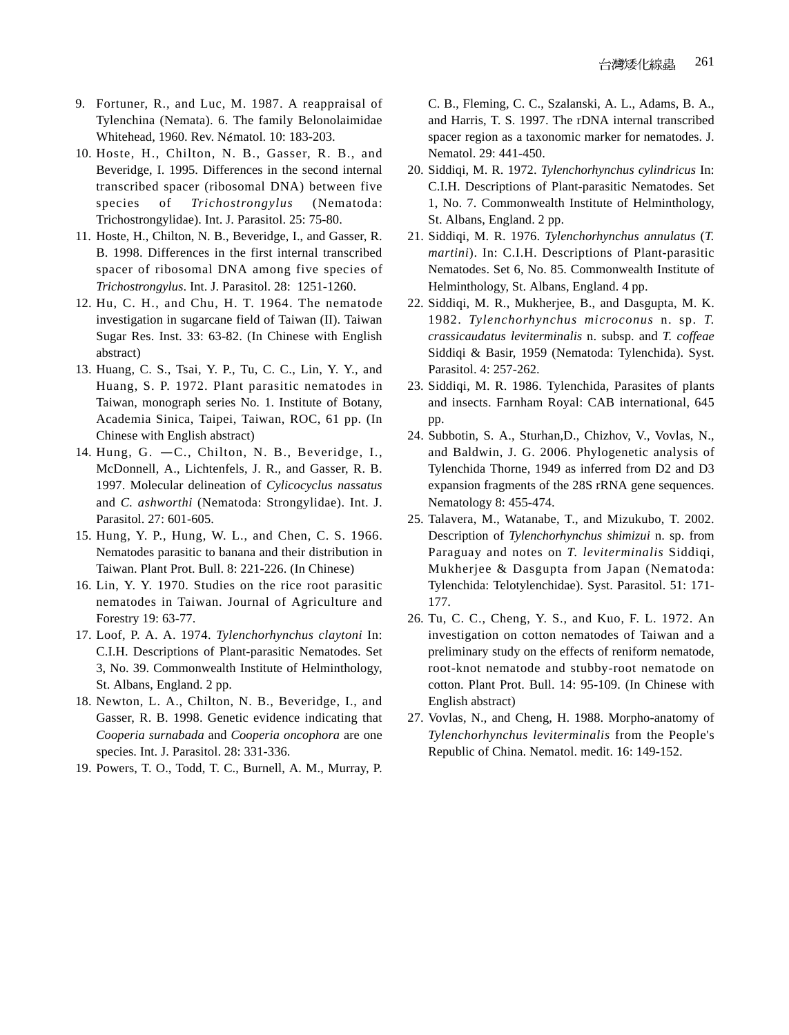9. Fortuner, R., and Luc, M. 1987. A reappraisal of Tylenchina (Nemata). 6. The family Belonolaimidae Whitehead, 1960. Rev. Nématol. 10: 183-203.
10. Hoste, H., Chilton, N. B., Gasser, R. B., and Beveridge, I. 1995. Differences in the second internal transcribed spacer (ribosomal DNA) between five species of *Trichostrongylus* (Nematoda: Trichostrongylidae). Int. J. Parasitol. 25: 75-80.
11. Hoste, H., Chilton, N. B., Beveridge, I., and Gasser, R. B. 1998. Differences in the first internal transcribed spacer of ribosomal DNA among five species of *Trichostrongylus*. Int. J. Parasitol. 28: 1251-1260.
12. Hu, C. H., and Chu, H. T. 1964. The nematode investigation in sugarcane field of Taiwan (II). Taiwan Sugar Res. Inst. 33: 63-82. (In Chinese with English abstract)
13. Huang, C. S., Tsai, Y. P., Tu, C. C., Lin, Y. Y., and Huang, S. P. 1972. Plant parasitic nematodes in Taiwan, monograph series No. 1. Institute of Botany, Academia Sinica, Taipei, Taiwan, ROC, 61 pp. (In Chinese with English abstract)
14. Hung, G. —C., Chilton, N. B., Beveridge, I., McDonnell, A., Lichtenfels, J. R., and Gasser, R. B. 1997. Molecular delineation of *Cylicocyclus nassatus* and *C. ashworthi* (Nematoda: Strongylidae). Int. J. Parasitol. 27: 601-605.
15. Hung, Y. P., Hung, W. L., and Chen, C. S. 1966. Nematodes parasitic to banana and their distribution in Taiwan. Plant Prot. Bull. 8: 221-226. (In Chinese)
16. Lin, Y. Y. 1970. Studies on the rice root parasitic nematodes in Taiwan. Journal of Agriculture and Forestry 19: 63-77.
17. Loof, P. A. A. 1974. *Tylenchorhynchus claytoni* In: C.I.H. Descriptions of Plant-parasitic Nematodes. Set 3, No. 39. Commonwealth Institute of Helminthology, St. Albans, England. 2 pp.
18. Newton, L. A., Chilton, N. B., Beveridge, I., and Gasser, R. B. 1998. Genetic evidence indicating that *Cooperia surnabada* and *Cooperia oncophora* are one species. Int. J. Parasitol. 28: 331-336.
19. Powers, T. O., Todd, T. C., Burnell, A. M., Murray, P. C. B., Fleming, C. C., Szalanski, A. L., Adams, B. A., and Harris, T. S. 1997. The rDNA internal transcribed spacer region as a taxonomic marker for nematodes. J. Nematol. 29: 441-450.
20. Siddiqi, M. R. 1972. *Tylenchorhynchus cylindricus* In: C.I.H. Descriptions of Plant-parasitic Nematodes. Set 1, No. 7. Commonwealth Institute of Helminthology, St. Albans, England. 2 pp.
21. Siddiqi, M. R. 1976. *Tylenchorhynchus annulatus* (*T. martini*). In: C.I.H. Descriptions of Plant-parasitic Nematodes. Set 6, No. 85. Commonwealth Institute of Helminthology, St. Albans, England. 4 pp.
22. Siddiqi, M. R., Mukherjee, B., and Dasgupta, M. K. 1982. *Tylenchorhynchus microconus* n. sp. *T. crassicaudatus leviterminalis* n. subsp. and *T. coffeae* Siddiqi & Basir, 1959 (Nematoda: Tylenchida). Syst. Parasitol. 4: 257-262.
23. Siddiqi, M. R. 1986. Tylenchida, Parasites of plants and insects. Farnham Royal: CAB international, 645 pp.
24. Subbotin, S. A., Sturhan,D., Chizhov, V., Vovlas, N., and Baldwin, J. G. 2006. Phylogenetic analysis of Tylenchida Thorne, 1949 as inferred from D2 and D3 expansion fragments of the 28S rRNA gene sequences. Nematology 8: 455-474.
25. Talavera, M., Watanabe, T., and Mizukubo, T. 2002. Description of *Tylenchorhynchus shimizui* n. sp. from Paraguay and notes on *T. leviterminalis* Siddiqi, Mukherjee & Dasgupta from Japan (Nematoda: Tylenchida: Telotylenchidae). Syst. Parasitol. 51: 171-177.
26. Tu, C. C., Cheng, Y. S., and Kuo, F. L. 1972. An investigation on cotton nematodes of Taiwan and a preliminary study on the effects of reniform nematode, root-knot nematode and stubby-root nematode on cotton. Plant Prot. Bull. 14: 95-109. (In Chinese with English abstract)
27. Vovlas, N., and Cheng, H. 1988. Morpho-anatomy of *Tylenchorhynchus leviterminalis* from the People's Republic of China. Nematol. medit. 16: 149-152.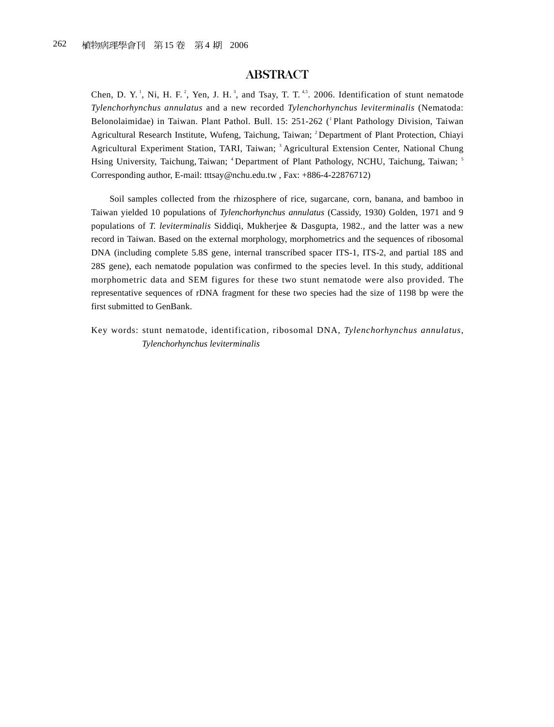# ABSTRACT

Chen, D. Y.[1], Ni, H. F.[2], Yen, J. H.[3], and Tsay, T. T.[4,5]. 2006. Identification of stunt nematode *Tylenchorhynchus annulatus* and a new recorded *Tylenchorhynchus leviterminalis* (Nematoda: Belonolaimidae) in Taiwan. Plant Pathol. Bull. 15: 251-262 ([1] Plant Pathology Division, Taiwan Agricultural Research Institute, Wufeng, Taichung, Taiwan; [2] Department of Plant Protection, Chiayi Agricultural Experiment Station, TARI, Taiwan; [3] Agricultural Extension Center, National Chung Hsing University, Taichung, Taiwan; [4] Department of Plant Pathology, NCHU, Taichung, Taiwan; [5] Corresponding author, E-mail: tttsay@nchu.edu.tw , Fax: +886-4-22876712)

Soil samples collected from the rhizosphere of rice, sugarcane, corn, banana, and bamboo in Taiwan yielded 10 populations of *Tylenchorhynchus annulatus* (Cassidy, 1930) Golden, 1971 and 9 populations of *T. leviterminalis* Siddiqi, Mukherjee & Dasgupta, 1982., and the latter was a new record in Taiwan. Based on the external morphology, morphometrics and the sequences of ribosomal DNA (including complete 5.8S gene, internal transcribed spacer ITS-1, ITS-2, and partial 18S and 28S gene), each nematode population was confirmed to the species level. In this study, additional morphometric data and SEM figures for these two stunt nematode were also provided. The representative sequences of rDNA fragment for these two species had the size of 1198 bp were the first submitted to GenBank.

Key words: stunt nematode, identification, ribosomal DNA, *Tylenchorhynchus annulatus*, *Tylenchorhynchus leviterminalis*